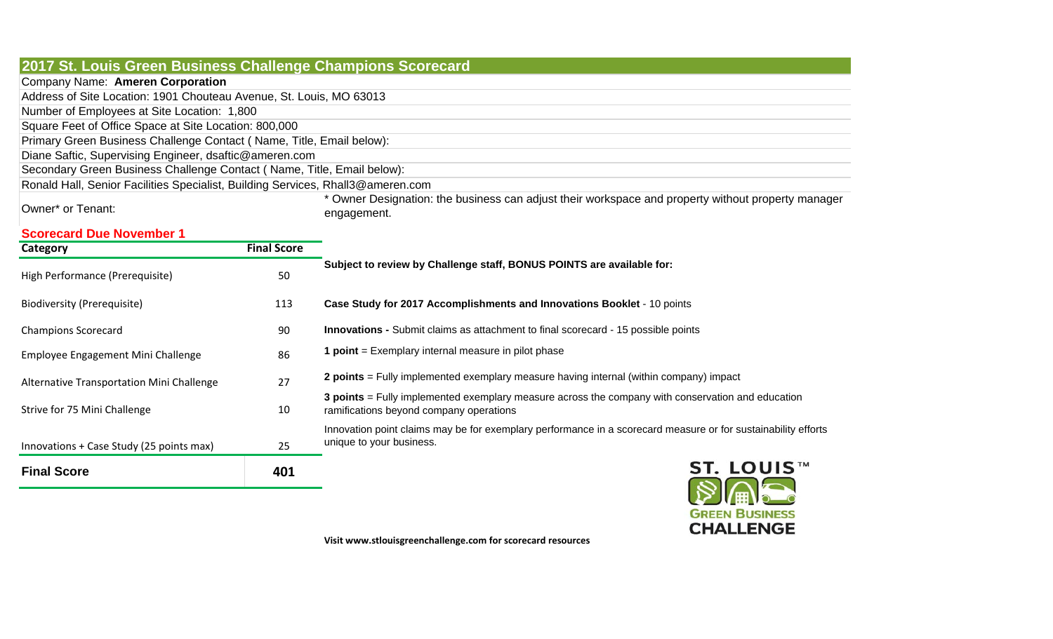## 2017 St. Louis Green Business Challenge Champions Scorecard

Company Name: **Ameren Corporation**

Address of Site Location: 1901 Chouteau Avenue, St. Louis, MO 63013

Number of Employees at Site Location: 1,800

Square Feet of Office Space at Site Location: 800,000

Primary Green Business Challenge Contact ( Name, Title, Email below):

Diane Saftic, Supervising Engineer, dsaftic@ameren.com

Secondary Green Business Challenge Contact ( Name, Title, Email below):

Ronald Hall, Senior Facilities Specialist, Building Services, Rhall3@ameren.com

Owner* or Tenant:

* Owner Designation: the business can adjust their workspace and property manager without property manager engagement.

**Scorecard Due November 1**

| Category | Final Score |
|---|---|
| High Performance (Prerequisite) | 50 |
| Biodiversity (Prerequisite) | 113 |
| Champions Scorecard | 90 |
| Employee Engagement Mini Challenge | 86 |
| Alternative Transportation Mini Challenge | 27 |
| Strive for 75 Mini Challenge | 10 |
| Innovations + Case Study (25 points max) | 25 |
| **Final Score** | **401** |

**Subject to review by Challenge staff, BONUS POINTS are available for:**

**Case Study for 2017 Accomplishments and Innovations Booklet** - 10 points

**Innovations -** Submit claims as attachment to final scorecard - 15 possible points

**1 point** = Exemplary internal measure in pilot phase

**2 points** = Fully implemented exemplary measure having internal (within company) impact

**3 points** = Fully implemented exemplary measure across the company with conservation and education ramifications beyond company operations

Innovation point claims may be for exemplary performance in a scorecard measure or for sustainability efforts unique to your business.

ST. LOUIS™ GREEN BUSINESS CHALLENGE

**Visit www.stlouisgreenchallenge.com for scorecard resources**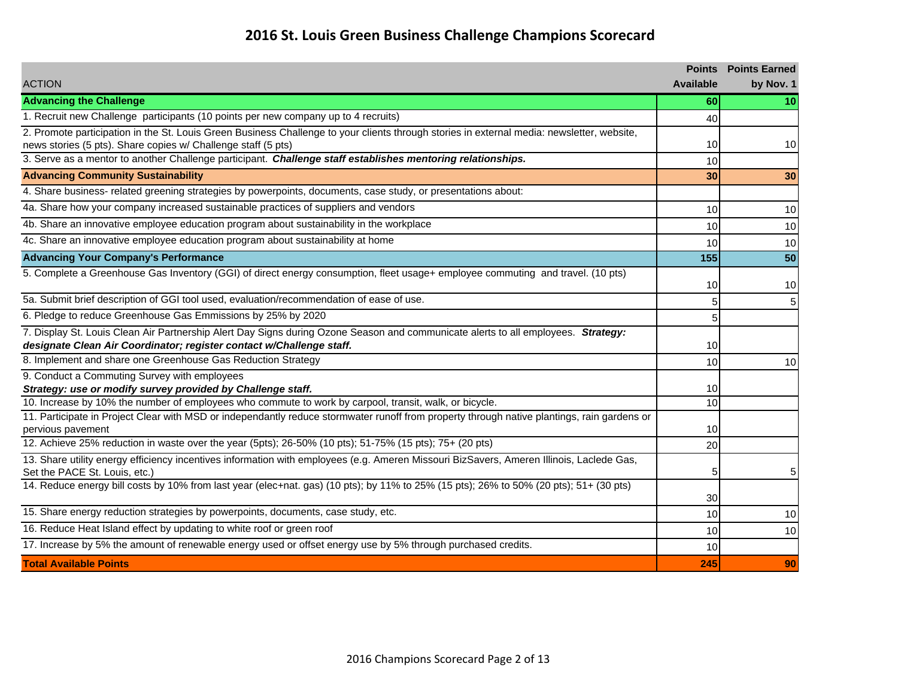# 2016 St. Louis Green Business Challenge Champions Scorecard

| ACTION | Points Available | Points Earned by Nov. 1 |
|---|---|---|
| **Advancing the Challenge** | **60** | **10** |
| 1. Recruit new Challenge participants (10 points per new company up to 4 recruits) | 40 | |
| 2. Promote participation in the St. Louis Green Business Challenge to your clients through stories in external media: newsletter, website, news stories (5 pts). Share copies w/ Challenge staff (5 pts) | 10 | 10 |
| 3. Serve as a mentor to another Challenge participant. ***Challenge staff establishes mentoring relationships.*** | 10 | |
| **Advancing Community Sustainability** | **30** | **30** |
| 4. Share business- related greening strategies by powerpoints, documents, case study, or presentations about: | | |
| 4a. Share how your company increased sustainable practices of suppliers and vendors | 10 | 10 |
| 4b. Share an innovative employee education program about sustainability in the workplace | 10 | 10 |
| 4c. Share an innovative employee education program about sustainability at home | 10 | 10 |
| **Advancing Your Company's Performance** | **155** | **50** |
| 5. Complete a Greenhouse Gas Inventory (GGI) of direct energy consumption, fleet usage+ employee commuting and travel. (10 pts) | 10 | 10 |
| 5a. Submit brief description of GGI tool used, evaluation/recommendation of ease of use. | 5 | 5 |
| 6. Pledge to reduce Greenhouse Gas Emmissions by 25% by 2020 | 5 | |
| 7. Display St. Louis Clean Air Partnership Alert Day Signs during Ozone Season and communicate alerts to all employees. ***Strategy: designate Clean Air Coordinator; register contact w/Challenge staff.*** | 10 | |
| 8. Implement and share one Greenhouse Gas Reduction Strategy | 10 | 10 |
| 9. Conduct a Commuting Survey with employees ***Strategy: use or modify survey provided by Challenge staff.*** | 10 | |
| 10. Increase by 10% the number of employees who commute to work by carpool, transit, walk, or bicycle. | 10 | |
| 11. Participate in Project Clear with MSD or independantly reduce stormwater runoff from property through native plantings, rain gardens or pervious pavement | 10 | |
| 12. Achieve 25% reduction in waste over the year (5pts); 26-50% (10 pts); 51-75% (15 pts); 75+ (20 pts) | 20 | |
| 13. Share utility energy efficiency incentives information with employees (e.g. Ameren Missouri BizSavers, Ameren Illinois, Laclede Gas, Set the PACE St. Louis, etc.) | 5 | 5 |
| 14. Reduce energy bill costs by 10% from last year (elec+nat. gas) (10 pts); by 11% to 25% (15 pts); 26% to 50% (20 pts); 51+ (30 pts) | 30 | |
| 15. Share energy reduction strategies by powerpoints, documents, case study, etc. | 10 | 10 |
| 16. Reduce Heat Island effect by updating to white roof or green roof | 10 | 10 |
| 17. Increase by 5% the amount of renewable energy used or offset energy use by 5% through purchased credits. | 10 | |
| **Total Available Points** | **245** | **90** |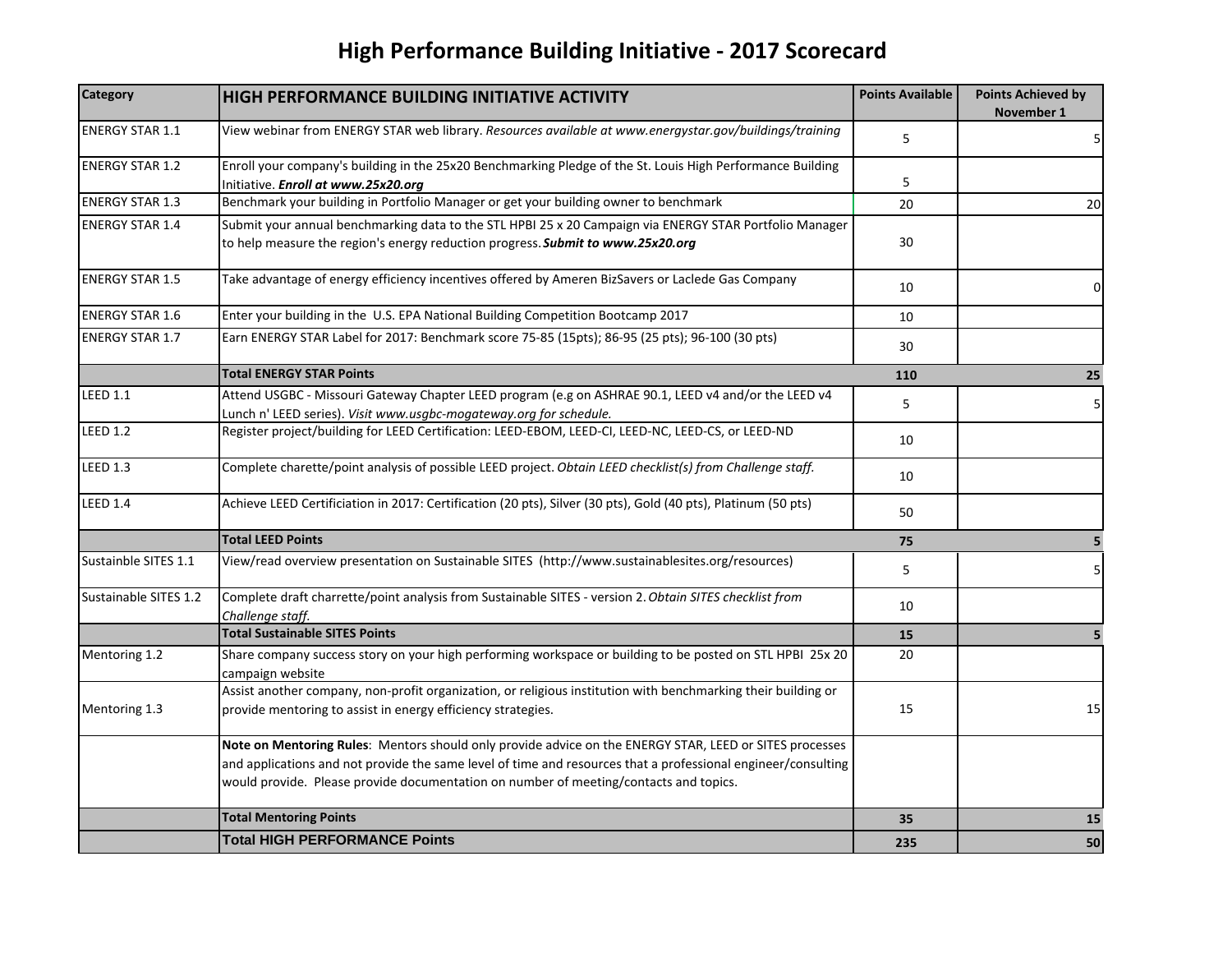# High Performance Building Initiative - 2017 Scorecard

| Category | HIGH PERFORMANCE BUILDING INITIATIVE ACTIVITY | Points Available | Points Achieved by November 1 |
|---|---|---|---|
| ENERGY STAR 1.1 | View webinar from ENERGY STAR web library. *Resources available at www.energystar.gov/buildings/training* | 5 | 5 |
| ENERGY STAR 1.2 | Enroll your company's building in the 25x20 Benchmarking Pledge of the St. Louis High Performance Building Initiative. ***Enroll at www.25x20.org*** | 5 | |
| ENERGY STAR 1.3 | Benchmark your building in Portfolio Manager or get your building owner to benchmark | 20 | 20 |
| ENERGY STAR 1.4 | Submit your annual benchmarking data to the STL HPBI 25 x 20 Campaign via ENERGY STAR Portfolio Manager to help measure the region's energy reduction progress. ***Submit to www.25x20.org*** | 30 | |
| ENERGY STAR 1.5 | Take advantage of energy efficiency incentives offered by Ameren BizSavers or Laclede Gas Company | 10 | 0 |
| ENERGY STAR 1.6 | Enter your building in the U.S. EPA National Building Competition Bootcamp 2017 | 10 | |
| ENERGY STAR 1.7 | Earn ENERGY STAR Label for 2017: Benchmark score 75-85 (15pts); 86-95 (25 pts); 96-100 (30 pts) | 30 | |
| | **Total ENERGY STAR Points** | **110** | **25** |
| LEED 1.1 | Attend USGBC - Missouri Gateway Chapter LEED program (e.g on ASHRAE 90.1, LEED v4 and/or the LEED v4 Lunch n' LEED series). *Visit www.usgbc-mogateway.org for schedule.* | 5 | 5 |
| LEED 1.2 | Register project/building for LEED Certification: LEED-EBOM, LEED-CI, LEED-NC, LEED-CS, or LEED-ND | 10 | |
| LEED 1.3 | Complete charette/point analysis of possible LEED project. *Obtain LEED checklist(s) from Challenge staff.* | 10 | |
| LEED 1.4 | Achieve LEED Certificiation in 2017: Certification (20 pts), Silver (30 pts), Gold (40 pts), Platinum (50 pts) | 50 | |
| | **Total LEED Points** | **75** | **5** |
| Sustainble SITES 1.1 | View/read overview presentation on Sustainable SITES (http://www.sustainablesites.org/resources) | 5 | 5 |
| Sustainable SITES 1.2 | Complete draft charrette/point analysis from Sustainable SITES - version 2. *Obtain SITES checklist from Challenge staff.* | 10 | |
| | **Total Sustainable SITES Points** | **15** | **5** |
| Mentoring 1.2 | Share company success story on your high performing workspace or building to be posted on STL HPBI 25x 20 campaign website | 20 | |
| Mentoring 1.3 | Assist another company, non-profit organization, or religious institution with benchmarking their building or provide mentoring to assist in energy efficiency strategies. | 15 | 15 |
| | **Note on Mentoring Rules**: Mentors should only provide advice on the ENERGY STAR, LEED or SITES processes and applications and not provide the same level of time and resources that a professional engineer/consulting would provide. Please provide documentation on number of meeting/contacts and topics. | | |
| | **Total Mentoring Points** | **35** | **15** |
| | **Total HIGH PERFORMANCE Points** | **235** | **50** |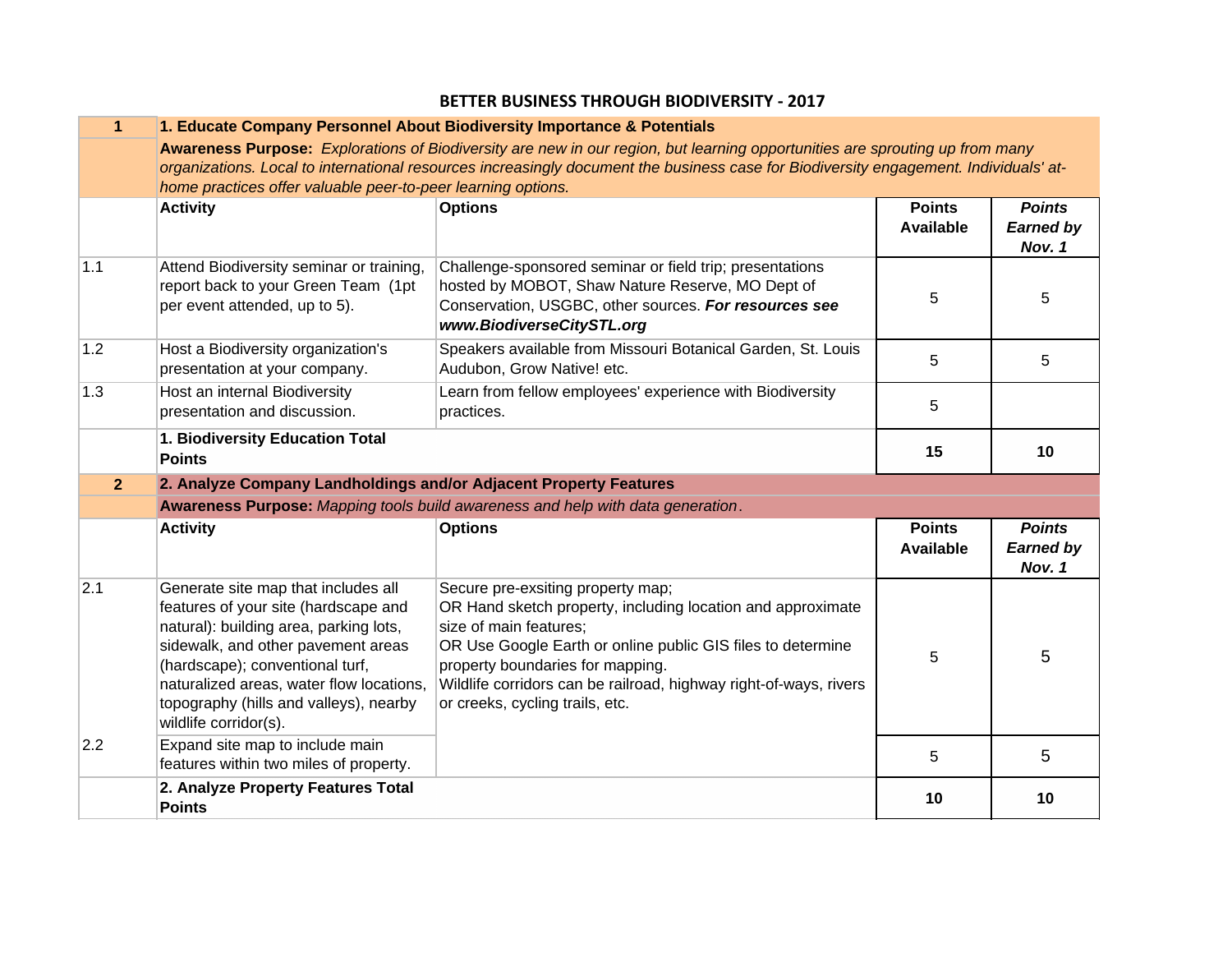# BETTER BUSINESS THROUGH BIODIVERSITY - 2017

| 1 | 1. Educate Company Personnel About Biodiversity Importance & Potentials | | | |
|---|---|---|---|---|
| | **Awareness Purpose:** *Explorations of Biodiversity are new in our region, but learning opportunities are sprouting up from many organizations. Local to international resources increasingly document the business case for Biodiversity engagement. Individuals' at-home practices offer valuable peer-to-peer learning options.* | | | |
| | **Activity** | **Options** | **Points Available** | ***Points Earned by Nov. 1*** |
| 1.1 | Attend Biodiversity seminar or training, report back to your Green Team (1pt per event attended, up to 5). | Challenge-sponsored seminar or field trip; presentations hosted by MOBOT, Shaw Nature Reserve, MO Dept of Conservation, USGBC, other sources. ***For resources see www.BiodiverseCitySTL.org*** | 5 | 5 |
| 1.2 | Host a Biodiversity organization's presentation at your company. | Speakers available from Missouri Botanical Garden, St. Louis Audubon, Grow Native! etc. | 5 | 5 |
| 1.3 | Host an internal Biodiversity presentation and discussion. | Learn from fellow employees' experience with Biodiversity practices. | 5 | |
| | **1. Biodiversity Education Total Points** | | **15** | **10** |

| 2 | 2. Analyze Company Landholdings and/or Adjacent Property Features | | | |
|---|---|---|---|---|
| | **Awareness Purpose:** *Mapping tools build awareness and help with data generation*. | | | |
| | **Activity** | **Options** | **Points Available** | ***Points Earned by Nov. 1*** |
| 2.1 | Generate site map that includes all features of your site (hardscape and natural): building area, parking lots, sidewalk, and other pavement areas (hardscape); conventional turf, naturalized areas, water flow locations, topography (hills and valleys), nearby wildlife corridor(s). | Secure pre-exsiting property map;<br>OR Hand sketch property, including location and approximate size of main features;<br>OR Use Google Earth or online public GIS files to determine property boundaries for mapping.<br>Wildlife corridors can be railroad, highway right-of-ways, rivers or creeks, cycling trails, etc. | 5 | 5 |
| 2.2 | Expand site map to include main features within two miles of property. | | 5 | 5 |
| | **2. Analyze Property Features Total Points** | | **10** | **10** |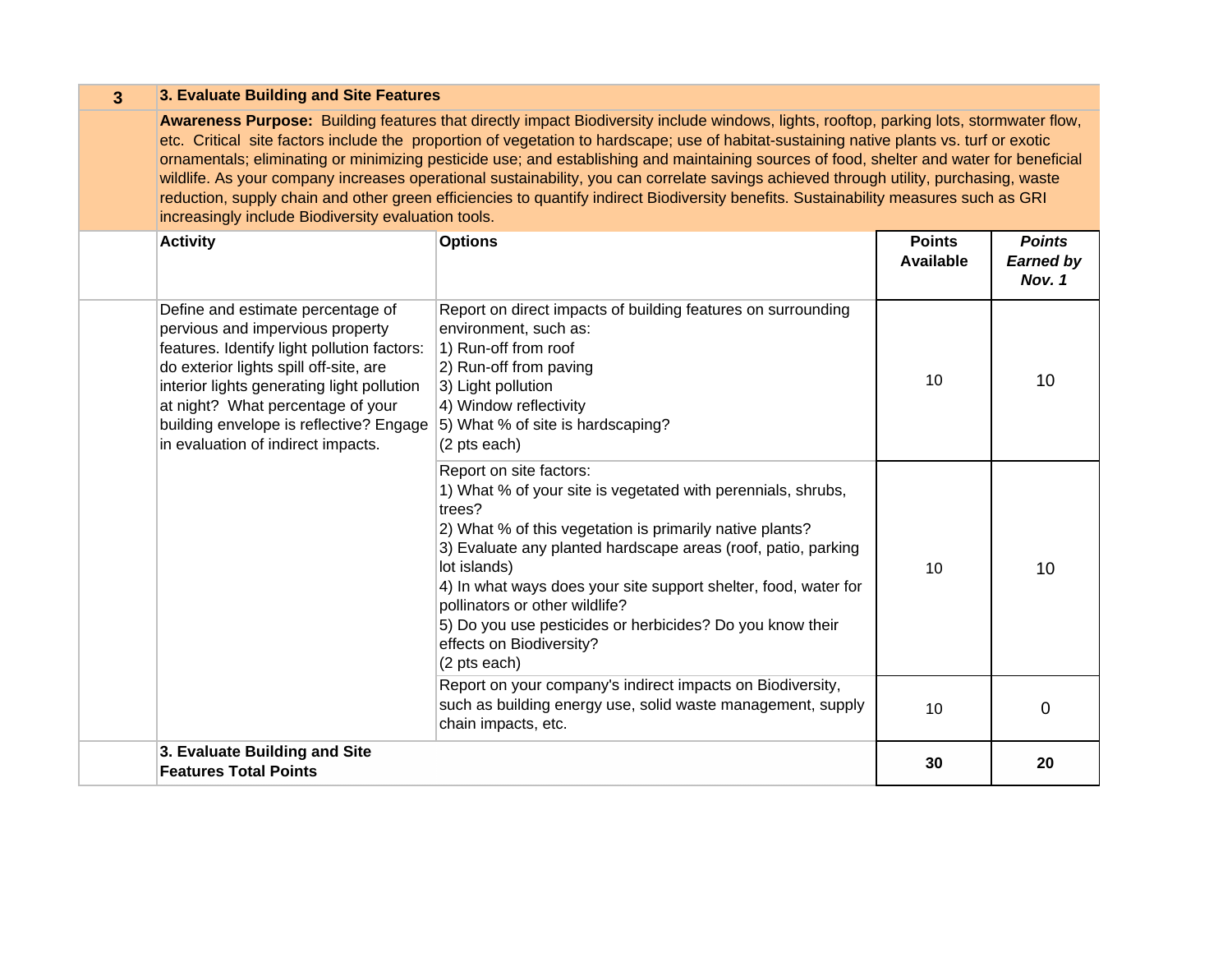| 3 | 3. Evaluate Building and Site Features | | | |
|---|---|---|---|---|
| | **Awareness Purpose:** Building features that directly impact Biodiversity include windows, lights, rooftop, parking lots, stormwater flow, etc. Critical site factors include the proportion of vegetation to hardscape; use of habitat-sustaining native plants vs. turf or exotic ornamentals; eliminating or minimizing pesticide use; and establishing and maintaining sources of food, shelter and water for beneficial wildlife. As your company increases operational sustainability, you can correlate savings achieved through utility, purchasing, waste reduction, supply chain and other green efficiencies to quantify indirect Biodiversity benefits. Sustainability measures such as GRI increasingly include Biodiversity evaluation tools. | | | |
| | **Activity** | **Options** | **Points Available** | ***Points Earned by Nov. 1*** |
| | Define and estimate percentage of pervious and impervious property features. Identify light pollution factors: do exterior lights spill off-site, are interior lights generating light pollution at night? What percentage of your building envelope is reflective? Engage in evaluation of indirect impacts. | Report on direct impacts of building features on surrounding environment, such as:<br>1) Run-off from roof<br>2) Run-off from paving<br>3) Light pollution<br>4) Window reflectivity<br>5) What % of site is hardscaping?<br>(2 pts each) | 10 | 10 |
| | | Report on site factors:<br>1) What % of your site is vegetated with perennials, shrubs, trees?<br>2) What % of this vegetation is primarily native plants?<br>3) Evaluate any planted hardscape areas (roof, patio, parking lot islands)<br>4) In what ways does your site support shelter, food, water for pollinators or other wildlife?<br>5) Do you use pesticides or herbicides? Do you know their effects on Biodiversity?<br>(2 pts each) | 10 | 10 |
| | | Report on your company's indirect impacts on Biodiversity, such as building energy use, solid waste management, supply chain impacts, etc. | 10 | 0 |
| | **3. Evaluate Building and Site Features Total Points** | | **30** | **20** |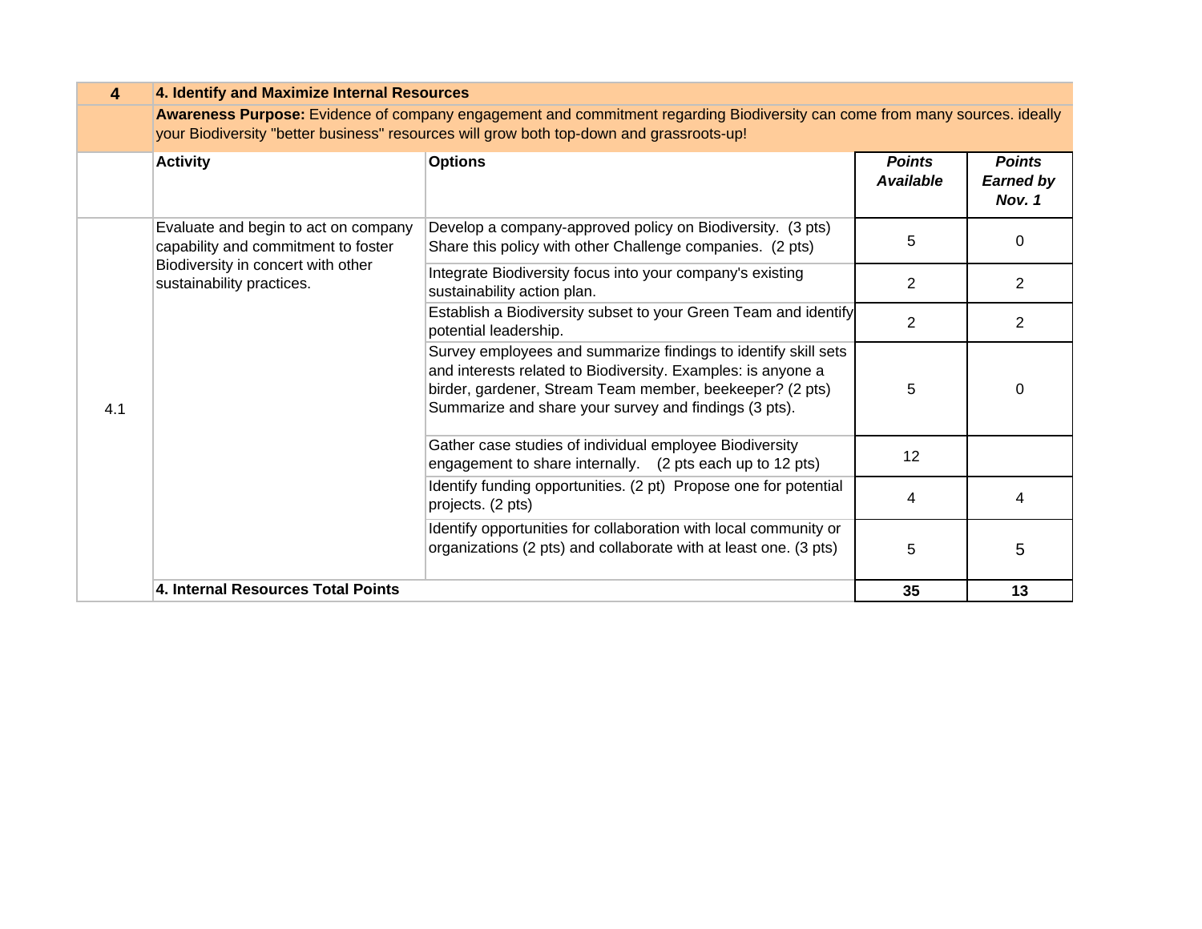| 4 | 4. Identify and Maximize Internal Resources | | | |
|---|---|---|---|---|
| | **Awareness Purpose:** Evidence of company engagement and commitment regarding Biodiversity can come from many sources. ideally your Biodiversity "better business" resources will grow both top-down and grassroots-up! | | | |
| | **Activity** | **Options** | ***Points Available*** | ***Points Earned by Nov. 1*** |
| 4.1 | Evaluate and begin to act on company capability and commitment to foster Biodiversity in concert with other sustainability practices. | Develop a company-approved policy on Biodiversity. (3 pts) Share this policy with other Challenge companies. (2 pts) | 5 | 0 |
| | | Integrate Biodiversity focus into your company's existing sustainability action plan. | 2 | 2 |
| | | Establish a Biodiversity subset to your Green Team and identify potential leadership. | 2 | 2 |
| | | Survey employees and summarize findings to identify skill sets and interests related to Biodiversity. Examples: is anyone a birder, gardener, Stream Team member, beekeeper? (2 pts) Summarize and share your survey and findings (3 pts). | 5 | 0 |
| | | Gather case studies of individual employee Biodiversity engagement to share internally. (2 pts each up to 12 pts) | 12 | |
| | | Identify funding opportunities. (2 pt) Propose one for potential projects. (2 pts) | 4 | 4 |
| | | Identify opportunities for collaboration with local community or organizations (2 pts) and collaborate with at least one. (3 pts) | 5 | 5 |
| | **4. Internal Resources Total Points** | | **35** | **13** |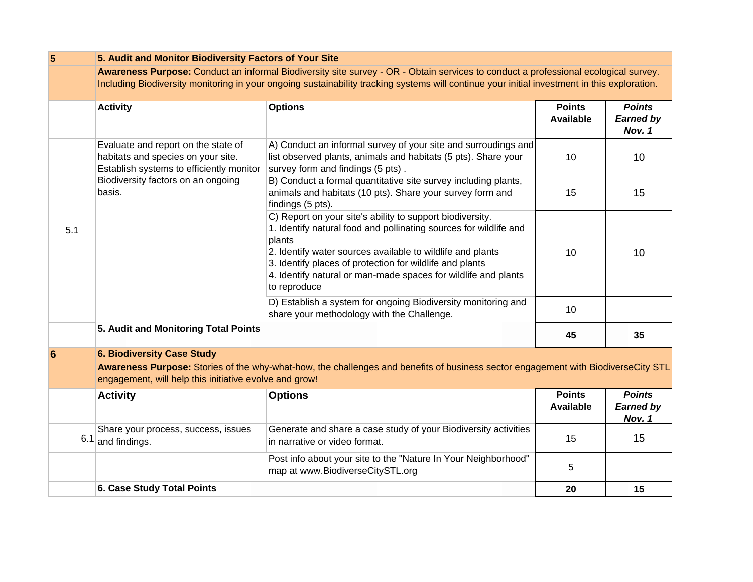| 5 | 5. Audit and Monitor Biodiversity Factors of Your Site | | | |
|---|---|---|---|---|
| | **Awareness Purpose:** Conduct an informal Biodiversity site survey - OR - Obtain services to conduct a professional ecological survey. Including Biodiversity monitoring in your ongoing sustainability tracking systems will continue your initial investment in this exploration. | | | |
| | **Activity** | **Options** | **Points Available** | ***Points Earned by Nov. 1*** |
| 5.1 | Evaluate and report on the state of habitats and species on your site. Establish systems to efficiently monitor Biodiversity factors on an ongoing basis. | A) Conduct an informal survey of your site and surroundings and list observed plants, animals and habitats (5 pts). Share your survey form and findings (5 pts) . | 10 | 10 |
| | | B) Conduct a formal quantitative site survey including plants, animals and habitats (10 pts). Share your survey form and findings (5 pts). | 15 | 15 |
| | | C) Report on your site's ability to support biodiversity.<br>1. Identify natural food and pollinating sources for wildlife and plants<br>2. Identify water sources available to wildlife and plants<br>3. Identify places of protection for wildlife and plants<br>4. Identify natural or man-made spaces for wildlife and plants to reproduce | 10 | 10 |
| | | D) Establish a system for ongoing Biodiversity monitoring and share your methodology with the Challenge. | 10 | |
| | **5. Audit and Monitoring Total Points** | | **45** | **35** |

| 6 | 6. Biodiversity Case Study | | | |
|---|---|---|---|---|
| | **Awareness Purpose:** Stories of the why-what-how, the challenges and benefits of business sector engagement with BiodiverseCity STL engagement, will help this initiative evolve and grow! | | | |
| | **Activity** | **Options** | **Points Available** | ***Points Earned by Nov. 1*** |
| 6.1 | Share your process, success, issues and findings. | Generate and share a case study of your Biodiversity activities in narrative or video format. | 15 | 15 |
| | | Post info about your site to the "Nature In Your Neighborhood" map at www.BiodiverseCitySTL.org | 5 | |
| | **6. Case Study Total Points** | | **20** | **15** |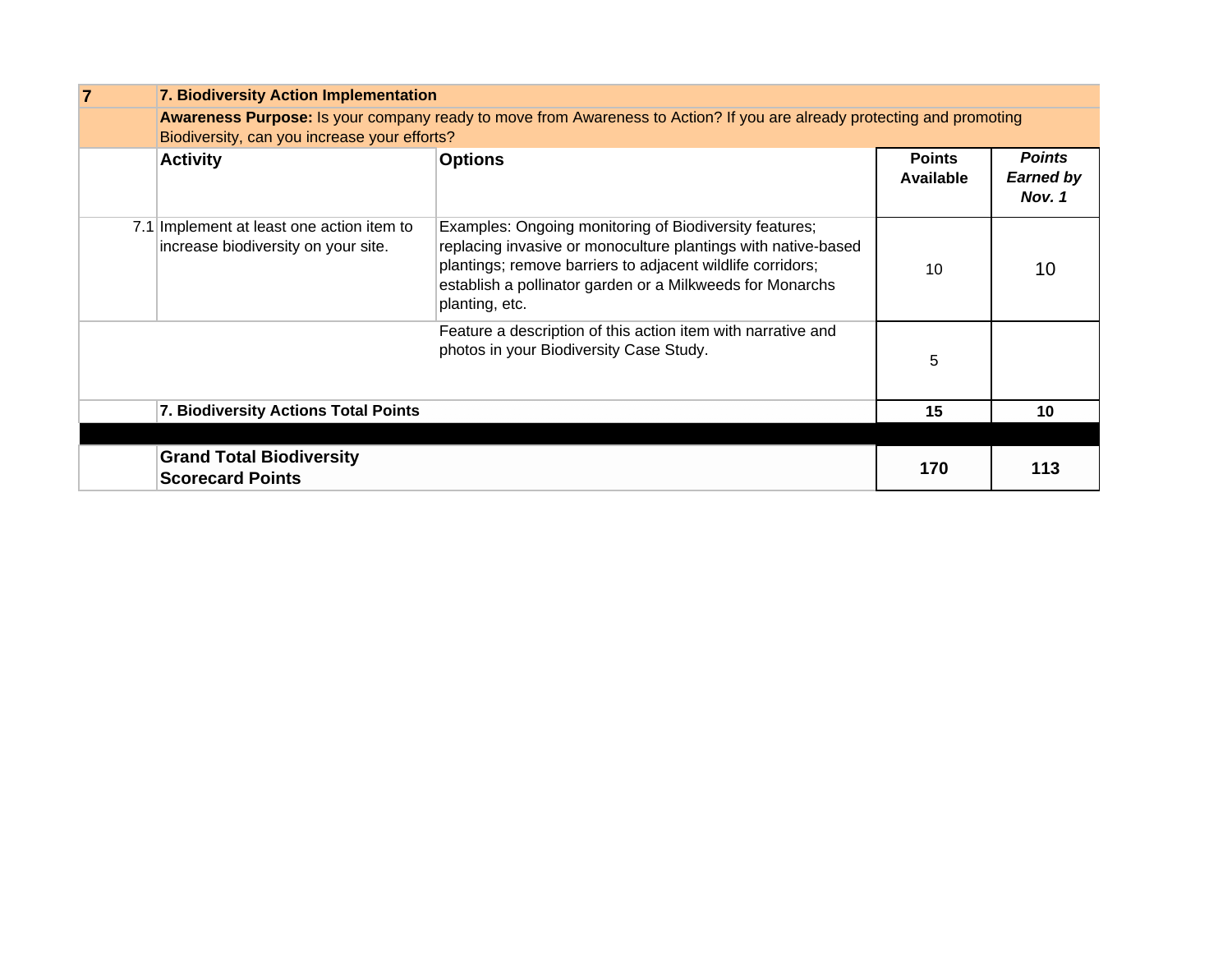| 7 | 7. Biodiversity Action Implementation | | | |
|---|---|---|---|---|
| | **Awareness Purpose:** Is your company ready to move from Awareness to Action? If you are already protecting and promoting Biodiversity, can you increase your efforts? | | | |
| | **Activity** | **Options** | **Points Available** | ***Points Earned by Nov. 1*** |
| 7.1 | Implement at least one action item to increase biodiversity on your site. | Examples: Ongoing monitoring of Biodiversity features; replacing invasive or monoculture plantings with native-based plantings; remove barriers to adjacent wildlife corridors; establish a pollinator garden or a Milkweeds for Monarchs planting, etc. | 10 | 10 |
| | | Feature a description of this action item with narrative and photos in your Biodiversity Case Study. | 5 | |
| | **7. Biodiversity Actions Total Points** | | **15** | **10** |
| | | | | |
| | **Grand Total Biodiversity Scorecard Points** | | **170** | **113** |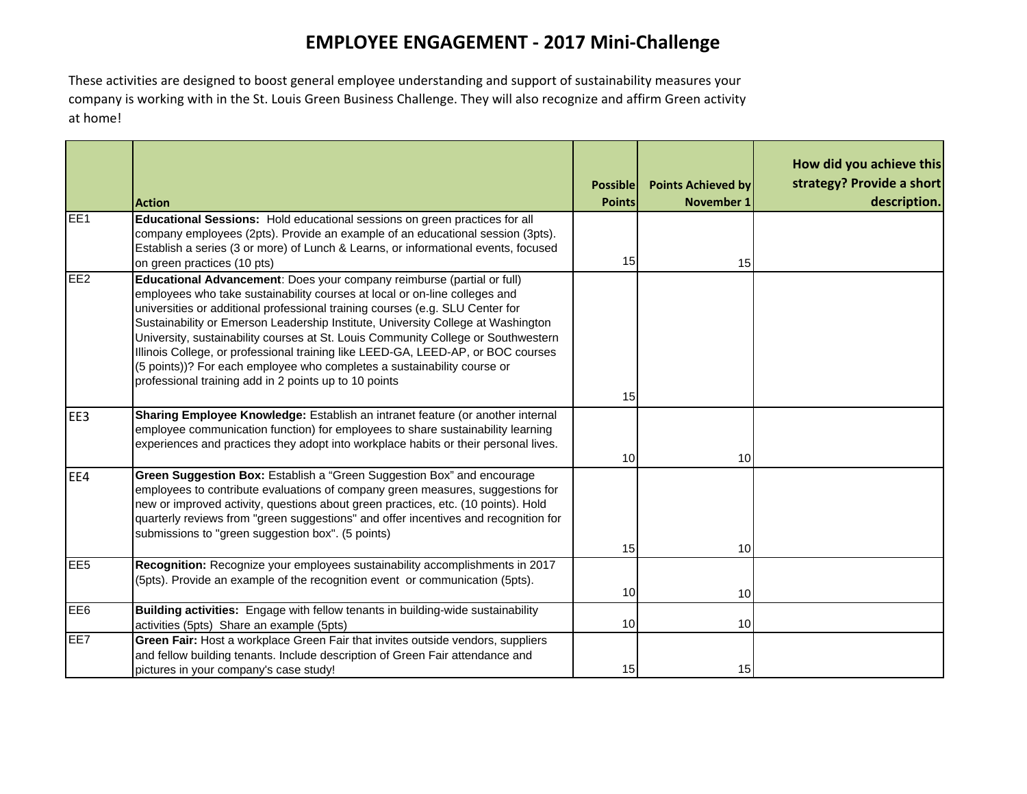# EMPLOYEE ENGAGEMENT - 2017 Mini-Challenge

These activities are designed to boost general employee understanding and support of sustainability measures your company is working with in the St. Louis Green Business Challenge. They will also recognize and affirm Green activity at home!

| | Action | Possible Points | Points Achieved by November 1 | How did you achieve this strategy? Provide a short description. |
|---|---|---|---|---|
| EE1 | **Educational Sessions:** Hold educational sessions on green practices for all company employees (2pts). Provide an example of an educational session (3pts). Establish a series (3 or more) of Lunch & Learns, or informational events, focused on green practices (10 pts) | 15 | 15 | |
| EE2 | **Educational Advancement**: Does your company reimburse (partial or full) employees who take sustainability courses at local or on-line colleges and universities or additional professional training courses (e.g. SLU Center for Sustainability or Emerson Leadership Institute, University College at Washington University, sustainability courses at St. Louis Community College or Southwestern Illinois College, or professional training like LEED-GA, LEED-AP, or BOC courses (5 points))? For each employee who completes a sustainability course or professional training add in 2 points up to 10 points | 15 | | |
| EE3 | **Sharing Employee Knowledge:** Establish an intranet feature (or another internal employee communication function) for employees to share sustainability learning experiences and practices they adopt into workplace habits or their personal lives. | 10 | 10 | |
| EE4 | **Green Suggestion Box:** Establish a "Green Suggestion Box" and encourage employees to contribute evaluations of company green measures, suggestions for new or improved activity, questions about green practices, etc. (10 points). Hold quarterly reviews from "green suggestions" and offer incentives and recognition for submissions to "green suggestion box". (5 points) | 15 | 10 | |
| EE5 | **Recognition:** Recognize your employees sustainability accomplishments in 2017 (5pts). Provide an example of the recognition event or communication (5pts). | 10 | 10 | |
| EE6 | **Building activities:** Engage with fellow tenants in building-wide sustainability activities (5pts) Share an example (5pts) | 10 | 10 | |
| EE7 | **Green Fair:** Host a workplace Green Fair that invites outside vendors, suppliers and fellow building tenants. Include description of Green Fair attendance and pictures in your company's case study! | 15 | 15 | |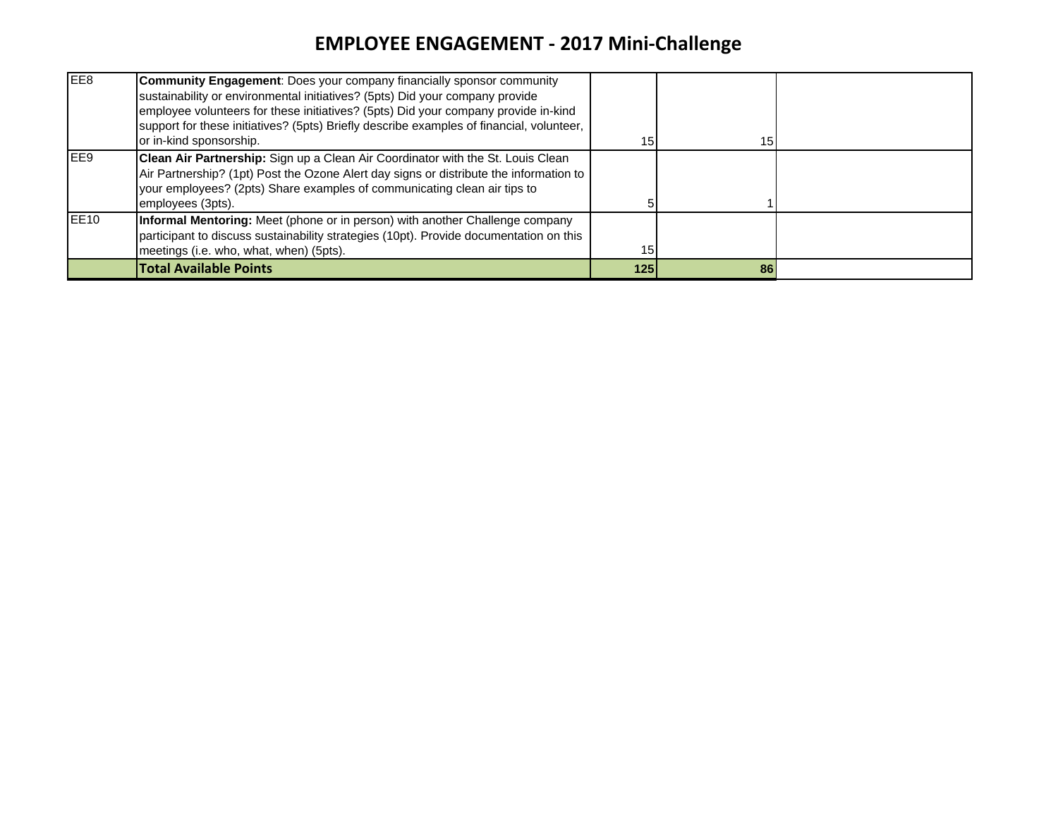# EMPLOYEE ENGAGEMENT - 2017 Mini-Challenge

| | | | | |
|---|---|---|---|---|
| EE8 | **Community Engagement**: Does your company financially sponsor community sustainability or environmental initiatives? (5pts) Did your company provide employee volunteers for these initiatives? (5pts) Did your company provide in-kind support for these initiatives? (5pts) Briefly describe examples of financial, volunteer, or in-kind sponsorship. | 15 | 15 | |
| EE9 | **Clean Air Partnership:** Sign up a Clean Air Coordinator with the St. Louis Clean Air Partnership? (1pt) Post the Ozone Alert day signs or distribute the information to your employees? (2pts) Share examples of communicating clean air tips to employees (3pts). | 5 | 1 | |
| EE10 | **Informal Mentoring:** Meet (phone or in person) with another Challenge company participant to discuss sustainability strategies (10pt). Provide documentation on this meetings (i.e. who, what, when) (5pts). | 15 | | |
| | **Total Available Points** | **125** | **86** | |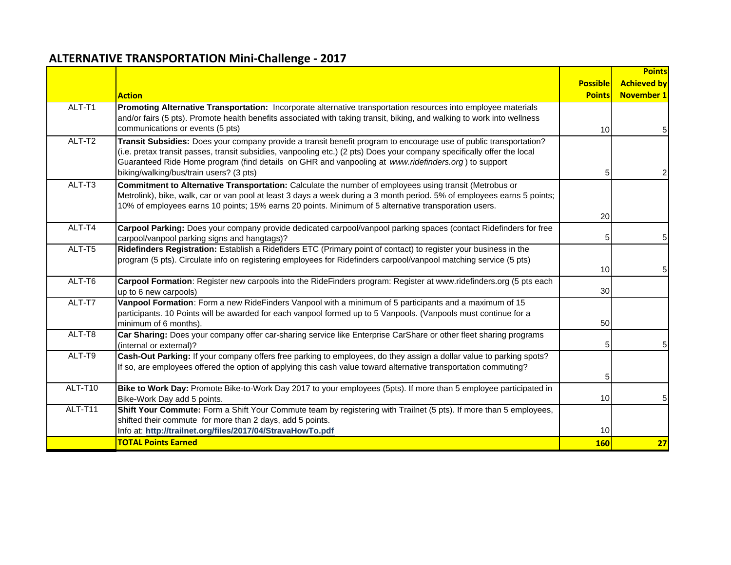## ALTERNATIVE TRANSPORTATION Mini-Challenge - 2017

| | Action | Possible Points | Points Achieved by November 1 |
|---|---|---|---|
| ALT-T1 | **Promoting Alternative Transportation:** Incorporate alternative transportation resources into employee materials and/or fairs (5 pts). Promote health benefits associated with taking transit, biking, and walking to work into wellness communications or events (5 pts) | 10 | 5 |
| ALT-T2 | **Transit Subsidies:** Does your company provide a transit benefit program to encourage use of public transportation? (i.e. pretax transit passes, transit subsidies, vanpooling etc.) (2 pts) Does your company specifically offer the local Guaranteed Ride Home program (find details on GHR and vanpooling at *www.ridefinders.org* ) to support biking/walking/bus/train users? (3 pts) | 5 | 2 |
| ALT-T3 | **Commitment to Alternative Transportation:** Calculate the number of employees using transit (Metrobus or Metrolink), bike, walk, car or van pool at least 3 days a week during a 3 month period. 5% of employees earns 5 points; 10% of employees earns 10 points; 15% earns 20 points. Minimum of 5 alternative transporation users. | 20 | |
| ALT-T4 | **Carpool Parking:** Does your company provide dedicated carpool/vanpool parking spaces (contact Ridefinders for free carpool/vanpool parking signs and hangtags)? | 5 | 5 |
| ALT-T5 | **Ridefinders Registration:** Establish a Ridefiders ETC (Primary point of contact) to register your business in the program (5 pts). Circulate info on registering employees for Ridefinders carpool/vanpool matching service (5 pts) | 10 | 5 |
| ALT-T6 | **Carpool Formation**: Register new carpools into the RideFinders program: Register at www.ridefinders.org (5 pts each up to 6 new carpools) | 30 | |
| ALT-T7 | **Vanpool Formation**: Form a new RideFinders Vanpool with a minimum of 5 participants and a maximum of 15 participants. 10 Points will be awarded for each vanpool formed up to 5 Vanpools. (Vanpools must continue for a minimum of 6 months). | 50 | |
| ALT-T8 | **Car Sharing:** Does your company offer car-sharing service like Enterprise CarShare or other fleet sharing programs (internal or external)? | 5 | 5 |
| ALT-T9 | **Cash-Out Parking:** If your company offers free parking to employees, do they assign a dollar value to parking spots? If so, are employees offered the option of applying this cash value toward alternative transportation commuting? | 5 | |
| ALT-T10 | **Bike to Work Day:** Promote Bike-to-Work Day 2017 to your employees (5pts). If more than 5 employee participated in Bike-Work Day add 5 points. | 10 | 5 |
| ALT-T11 | **Shift Your Commute:** Form a Shift Your Commute team by registering with Trailnet (5 pts). If more than 5 employees, shifted their commute for more than 2 days, add 5 points. Info at: **http://trailnet.org/files/2017/04/StravaHowTo.pdf** | 10 | |
| | **TOTAL Points Earned** | **160** | **27** |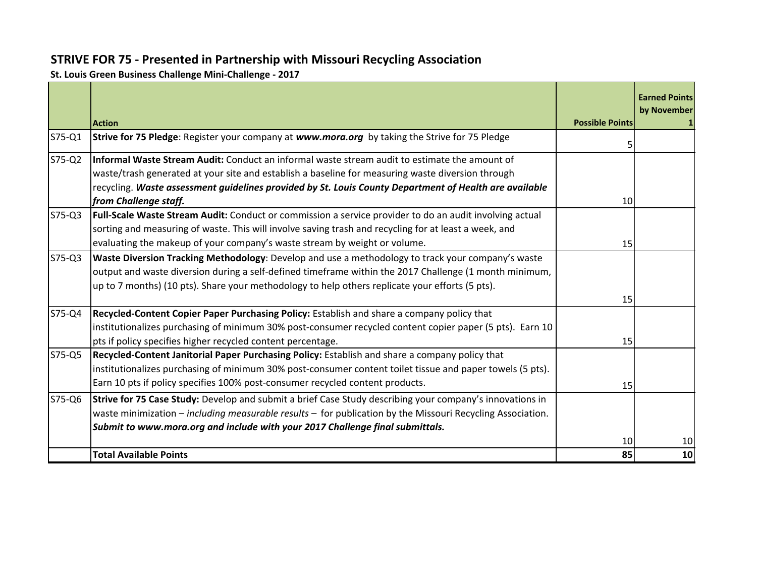## STRIVE FOR 75 - Presented in Partnership with Missouri Recycling Association

**St. Louis Green Business Challenge Mini-Challenge - 2017**

| | **Action** | **Possible Points** | **Earned Points by November 1** |
|---|---|---|---|
| S75-Q1 | **Strive for 75 Pledge**: Register your company at ***www.mora.org*** by taking the Strive for 75 Pledge | 5 | |
| S75-Q2 | **Informal Waste Stream Audit:** Conduct an informal waste stream audit to estimate the amount of waste/trash generated at your site and establish a baseline for measuring waste diversion through recycling. ***Waste assessment guidelines provided by St. Louis County Department of Health are available from Challenge staff.*** | 10 | |
| S75-Q3 | **Full-Scale Waste Stream Audit:** Conduct or commission a service provider to do an audit involving actual sorting and measuring of waste. This will involve saving trash and recycling for at least a week, and evaluating the makeup of your company's waste stream by weight or volume. | 15 | |
| S75-Q3 | **Waste Diversion Tracking Methodology**: Develop and use a methodology to track your company's waste output and waste diversion during a self-defined timeframe within the 2017 Challenge (1 month minimum, up to 7 months) (10 pts). Share your methodology to help others replicate your efforts (5 pts). | 15 | |
| S75-Q4 | **Recycled-Content Copier Paper Purchasing Policy:** Establish and share a company policy that institutionalizes purchasing of minimum 30% post-consumer recycled content copier paper (5 pts). Earn 10 pts if policy specifies higher recycled content percentage. | 15 | |
| S75-Q5 | **Recycled-Content Janitorial Paper Purchasing Policy:** Establish and share a company policy that institutionalizes purchasing of minimum 30% post-consumer content toilet tissue and paper towels (5 pts). Earn 10 pts if policy specifies 100% post-consumer recycled content products. | 15 | |
| S75-Q6 | **Strive for 75 Case Study:** Develop and submit a brief Case Study describing your company's innovations in waste minimization – *including measurable results* – for publication by the Missouri Recycling Association. ***Submit to www.mora.org and include with your 2017 Challenge final submittals.*** | 10 | 10 |
| | **Total Available Points** | **85** | **10** |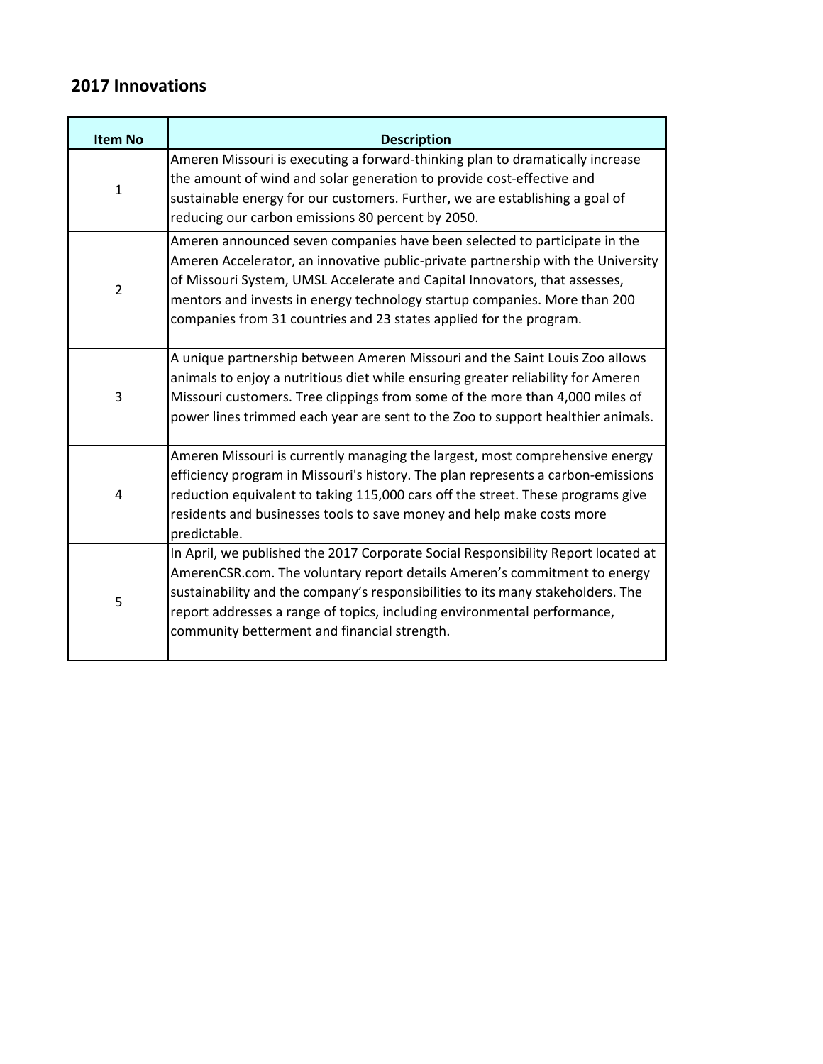## 2017 Innovations

| Item No | Description |
| --- | --- |
| 1 | Ameren Missouri is executing a forward-thinking plan to dramatically increase the amount of wind and solar generation to provide cost-effective and sustainable energy for our customers. Further, we are establishing a goal of reducing our carbon emissions 80 percent by 2050. |
| 2 | Ameren announced seven companies have been selected to participate in the Ameren Accelerator, an innovative public-private partnership with the University of Missouri System, UMSL Accelerate and Capital Innovators, that assesses, mentors and invests in energy technology startup companies. More than 200 companies from 31 countries and 23 states applied for the program. |
| 3 | A unique partnership between Ameren Missouri and the Saint Louis Zoo allows animals to enjoy a nutritious diet while ensuring greater reliability for Ameren Missouri customers. Tree clippings from some of the more than 4,000 miles of power lines trimmed each year are sent to the Zoo to support healthier animals. |
| 4 | Ameren Missouri is currently managing the largest, most comprehensive energy efficiency program in Missouri's history. The plan represents a carbon-emissions reduction equivalent to taking 115,000 cars off the street. These programs give residents and businesses tools to save money and help make costs more predictable. |
| 5 | In April, we published the 2017 Corporate Social Responsibility Report located at AmerenCSR.com. The voluntary report details Ameren's commitment to energy sustainability and the company's responsibilities to its many stakeholders. The report addresses a range of topics, including environmental performance, community betterment and financial strength. |